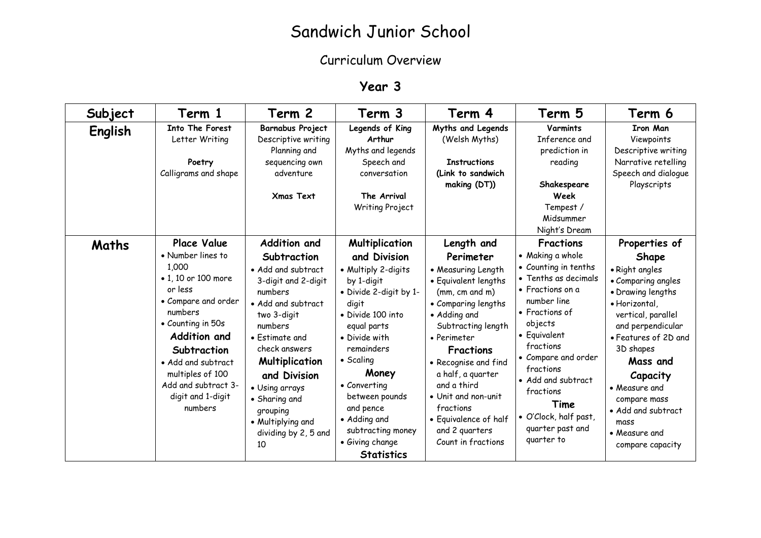# Sandwich Junior School

## Curriculum Overview

### Year 3

| Subject | Term 1 | Term 2 | Term 3 | Term 4 | Term 5 | Term 6 |
|---|---|---|---|---|---|---|
| **English** | **Into The Forest**<br>Letter Writing<br><br>**Poetry**<br>Calligrams and shape | **Barnabus Project**<br>Descriptive writing<br>Planning and sequencing own adventure<br><br>**Xmas Text** | **Legends of King Arthur**<br>Myths and legends<br>Speech and conversation<br><br>**The Arrival**<br>Writing Project | **Myths and Legends**<br>(Welsh Myths)<br><br>**Instructions (Link to sandwich making (DT))** | **Varmints**<br>Inference and prediction in reading<br><br>**Shakespeare Week**<br>Tempest / Midsummer Night's Dream | **Iron Man**<br>Viewpoints<br>Descriptive writing<br>Narrative retelling<br>Speech and dialogue<br>Playscripts |
| **Maths** | **Place Value**<br>• Number lines to 1,000<br>• 1, 10 or 100 more or less<br>• Compare and order numbers<br>• Counting in 50s<br>**Addition and Subtraction**<br>• Add and subtract multiples of 100<br>Add and subtract 3-digit and 1-digit numbers | **Addition and Subtraction**<br>• Add and subtract 3-digit and 2-digit numbers<br>• Add and subtract two 3-digit numbers<br>• Estimate and check answers<br>**Multiplication and Division**<br>• Using arrays<br>• Sharing and grouping<br>• Multiplying and dividing by 2, 5 and 10 | **Multiplication and Division**<br>• Multiply 2-digits by 1-digit<br>• Divide 2-digit by 1-digit<br>• Divide 100 into equal parts<br>• Divide with remainders<br>• Scaling<br>**Money**<br>• Converting between pounds and pence<br>• Adding and subtracting money<br>• Giving change<br>**Statistics** | **Length and Perimeter**<br>• Measuring Length<br>• Equivalent lengths (mm, cm and m)<br>• Comparing lengths<br>• Adding and Subtracting length<br>• Perimeter<br>**Fractions**<br>• Recognise and find a half, a quarter and a third<br>• Unit and non-unit fractions<br>• Equivalence of half and 2 quarters<br>Count in fractions | **Fractions**<br>• Making a whole<br>• Counting in tenths<br>• Tenths as decimals<br>• Fractions on a number line<br>• Fractions of objects<br>• Equivalent fractions<br>• Compare and order fractions<br>• Add and subtract fractions<br>**Time**<br>• O'Clock, half past, quarter past and quarter to | **Properties of Shape**<br>• Right angles<br>• Comparing angles<br>• Drawing lengths<br>• Horizontal, vertical, parallel and perpendicular<br>• Features of 2D and 3D shapes<br>**Mass and Capacity**<br>• Measure and compare mass<br>• Add and subtract mass<br>• Measure and compare capacity |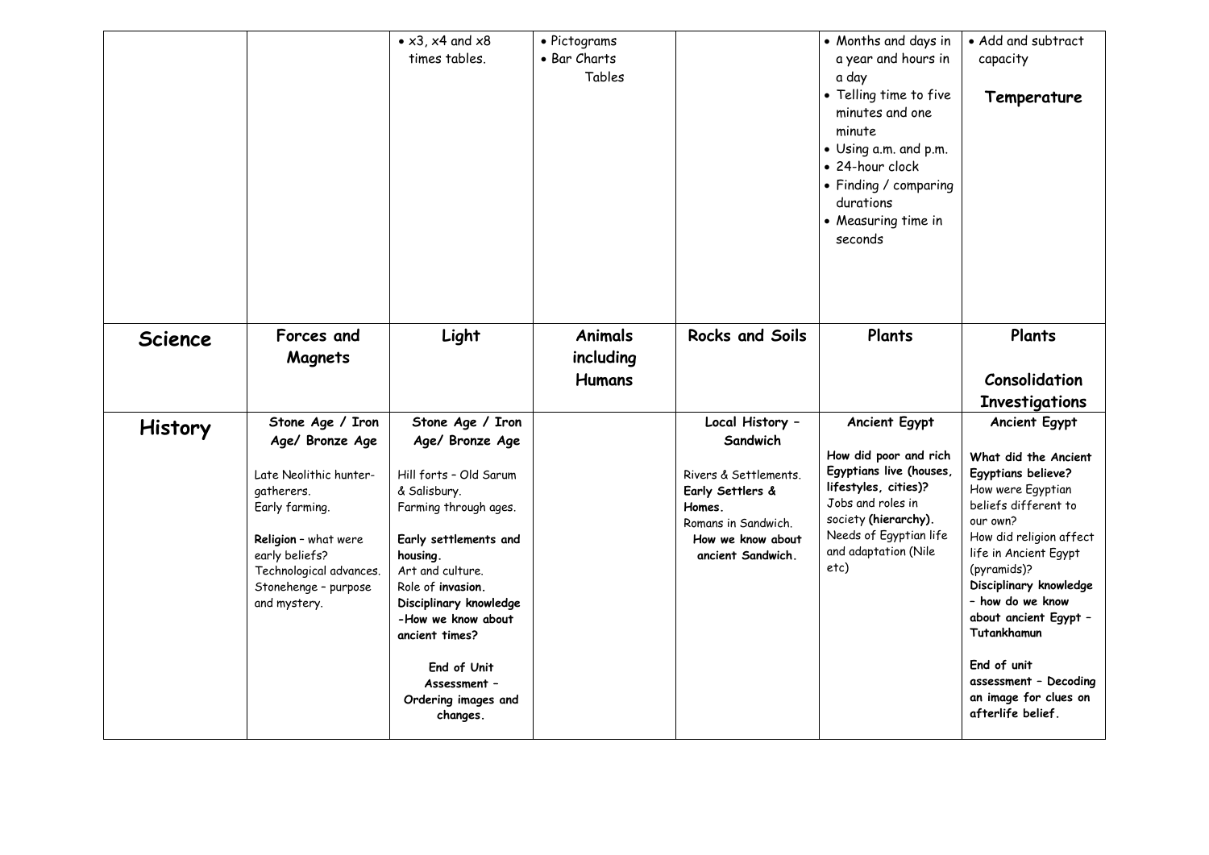| | | | | | | |
|---|---|---|---|---|---|---|
| | | • x3, x4 and x8 times tables. | • Pictograms<br>• Bar Charts<br>Tables | | • Months and days in a year and hours in a day<br>• Telling time to five minutes and one minute<br>• Using a.m. and p.m.<br>• 24-hour clock<br>• Finding / comparing durations<br>• Measuring time in seconds | • Add and subtract capacity<br><br>**Temperature** |
| **Science** | **Forces and Magnets** | **Light** | **Animals including Humans** | **Rocks and Soils** | **Plants** | **Plants**<br><br>**Consolidation Investigations** |
| **History** | **Stone Age / Iron Age/ Bronze Age**<br><br>Late Neolithic hunter-gatherers.<br>Early farming.<br><br>**Religion** – what were early beliefs?<br>Technological advances.<br>Stonehenge – purpose and mystery. | **Stone Age / Iron Age/ Bronze Age**<br><br>Hill forts – Old Sarum & Salisbury.<br>Farming through ages.<br><br>**Early settlements and housing.**<br>Art and culture.<br>Role of **invasion.**<br>**Disciplinary knowledge -How we know about ancient times?**<br><br>**End of Unit Assessment – Ordering images and changes.** | | **Local History – Sandwich**<br><br>Rivers & Settlements.<br>**Early Settlers & Homes.**<br>Romans in Sandwich.<br>**How we know about ancient Sandwich.** | **Ancient Egypt**<br><br>**How did poor and rich Egyptians live (houses, lifestyles, cities)?**<br>Jobs and roles in society **(hierarchy).**<br>Needs of Egyptian life and adaptation (Nile etc) | **Ancient Egypt**<br><br>**What did the Ancient Egyptians believe?**<br>How were Egyptian beliefs different to our own?<br>How did religion affect life in Ancient Egypt (pyramids)?<br>**Disciplinary knowledge – how do we know about ancient Egypt – Tutankhamun**<br><br>**End of unit assessment – Decoding an image for clues on afterlife belief.** |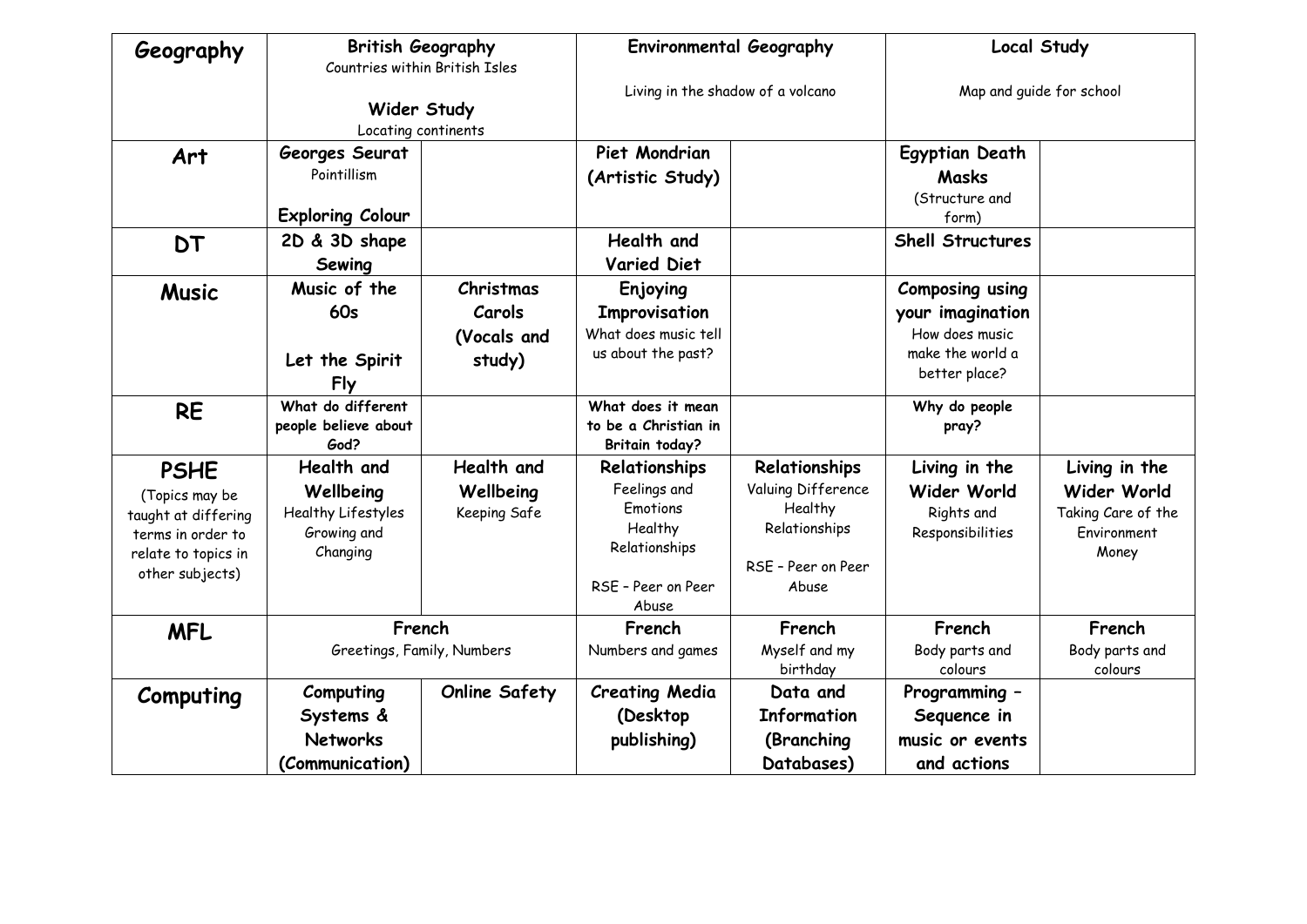| Geography | British Geography<br>Countries within British Isles<br><br>**Wider Study**<br>Locating continents | | **Environmental Geography**<br><br>Living in the shadow of a volcano | | **Local Study**<br><br>Map and guide for school | |
|---|---|---|---|---|---|---|
| **Art** | **Georges Seurat**<br>Pointillism<br><br>**Exploring Colour** | | **Piet Mondrian (Artistic Study)** | | **Egyptian Death Masks**<br>(Structure and form) | |
| **DT** | **2D & 3D shape Sewing** | | **Health and Varied Diet** | | **Shell Structures** | |
| **Music** | **Music of the 60s**<br><br>**Let the Spirit Fly** | **Christmas Carols (Vocals and study)** | **Enjoying Improvisation**<br>What does music tell us about the past? | | **Composing using your imagination**<br>How does music make the world a better place? | |
| **RE** | **What do different people believe about God?** | | **What does it mean to be a Christian in Britain today?** | | **Why do people pray?** | |
| **PSHE**<br>(Topics may be taught at differing terms in order to relate to topics in other subjects) | **Health and Wellbeing**<br>Healthy Lifestyles<br>Growing and Changing | **Health and Wellbeing**<br>Keeping Safe | **Relationships**<br>Feelings and Emotions<br>Healthy Relationships<br><br>RSE – Peer on Peer Abuse | **Relationships**<br>Valuing Difference<br>Healthy Relationships<br><br>RSE – Peer on Peer Abuse | **Living in the Wider World**<br>Rights and Responsibilities | **Living in the Wider World**<br>Taking Care of the Environment<br>Money |
| **MFL** | **French**<br>Greetings, Family, Numbers | | **French**<br>Numbers and games | **French**<br>Myself and my birthday | **French**<br>Body parts and colours | **French**<br>Body parts and colours |
| **Computing** | **Computing Systems & Networks (Communication)** | **Online Safety** | **Creating Media (Desktop publishing)** | **Data and Information (Branching Databases)** | **Programming – Sequence in music or events and actions** | |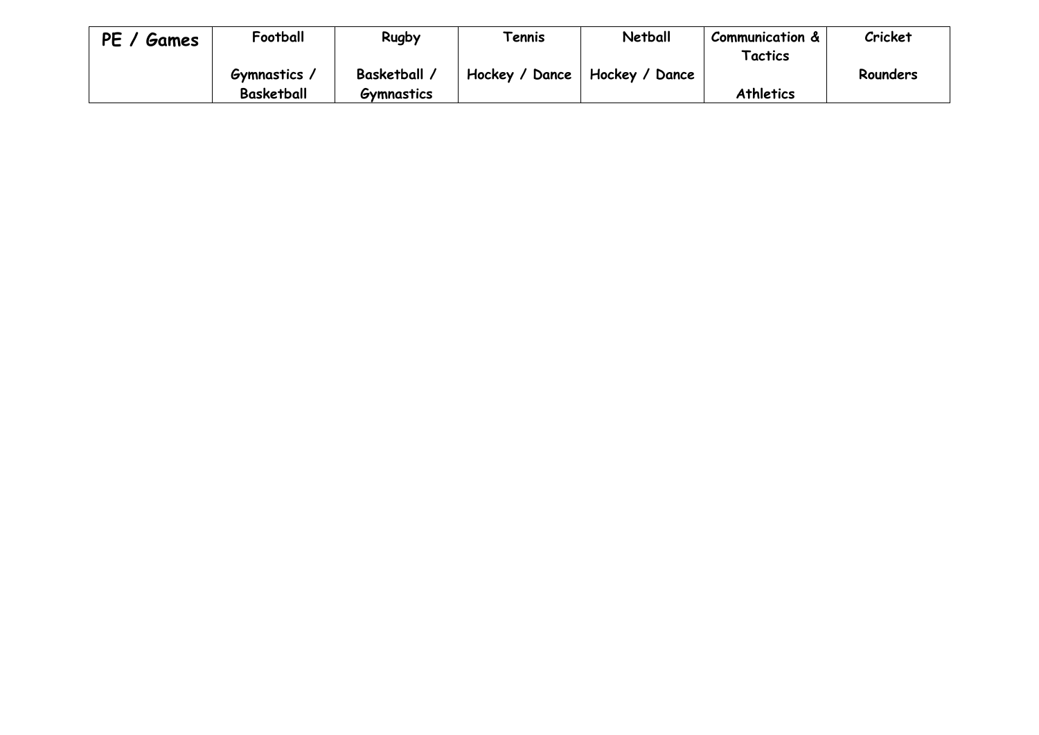| | | | | | | |
|---|---|---|---|---|---|---|
| **PE / Games** | **Football**<br><br>**Gymnastics / Basketball** | **Rugby**<br><br>**Basketball / Gymnastics** | **Tennis**<br><br>**Hockey / Dance** | **Netball**<br><br>**Hockey / Dance** | **Communication & Tactics**<br><br>**Athletics** | **Cricket**<br><br>**Rounders** |